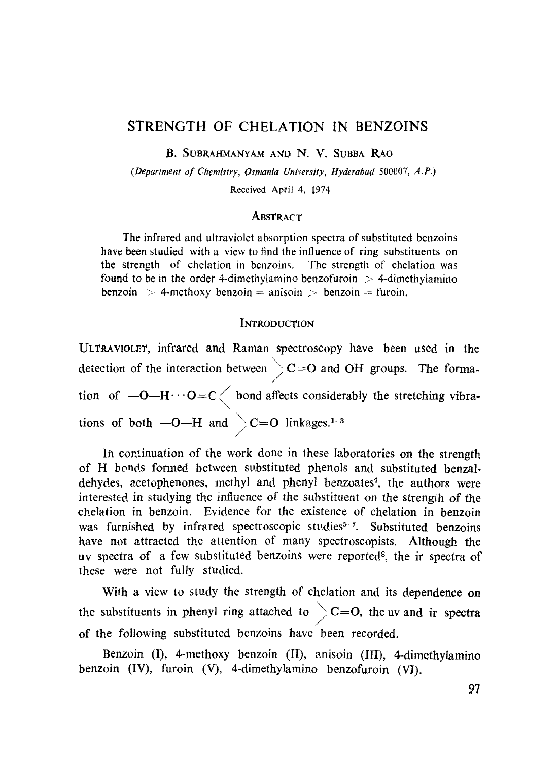# STRENGTH OF CHELATION IN BENZOINS

B. SUBRAHMANYAM AND N. V. SUBBA RAO

*(Department of Chemistry, Osmania University, Hyderabad 500007, A.P.)*

Received April 4, 1974

## ABSTRACT

The infrared and ultraviolet absorption spectra of substituted benzoins have been studied with a view to find the influence of ring substituents on the strength of chelation in benzoins. The strength of chelation was found to be in the order 4-dimethylamino benzofuroin > 4-dimethylamino benzoin > 4-methoxy benzoin = anisoin > benzoin = furoin.

## INTRODUCTION

ULTRAVIOLET, infrared and Raman spectroscopy have been used in the detection of the interaction between $>C{=}O$ and OH groups. The formation of $-O{-}H\cdots O{=}C<$ bond affects considerably the stretching vibrations of both $-O{-}H$ and $>C{=}O$ linkages.[1-3]

In continuation of the work done in these laboratories on the strength of H bonds formed between substituted phenols and substituted benzaldehydes, acetophenones, methyl and phenyl benzoates[4], the authors were interested in studying the influence of the substituent on the strength of the chelation in benzoin. Evidence for the existence of chelation in benzoin was furnished by infrared spectroscopic studies[5-7]. Substituted benzoins have not attracted the attention of many spectroscopists. Although the uv spectra of a few substituted benzoins were reported[8], the ir spectra of these were not fully studied.

With a view to study the strength of chelation and its dependence on the substituents in phenyl ring attached to $>C{=}O$, the uv and ir spectra of the following substituted benzoins have been recorded.

Benzoin (I), 4-methoxy benzoin (II), anisoin (III), 4-dimethylamino benzoin (IV), furoin (V), 4-dimethylamino benzofuroin (VI).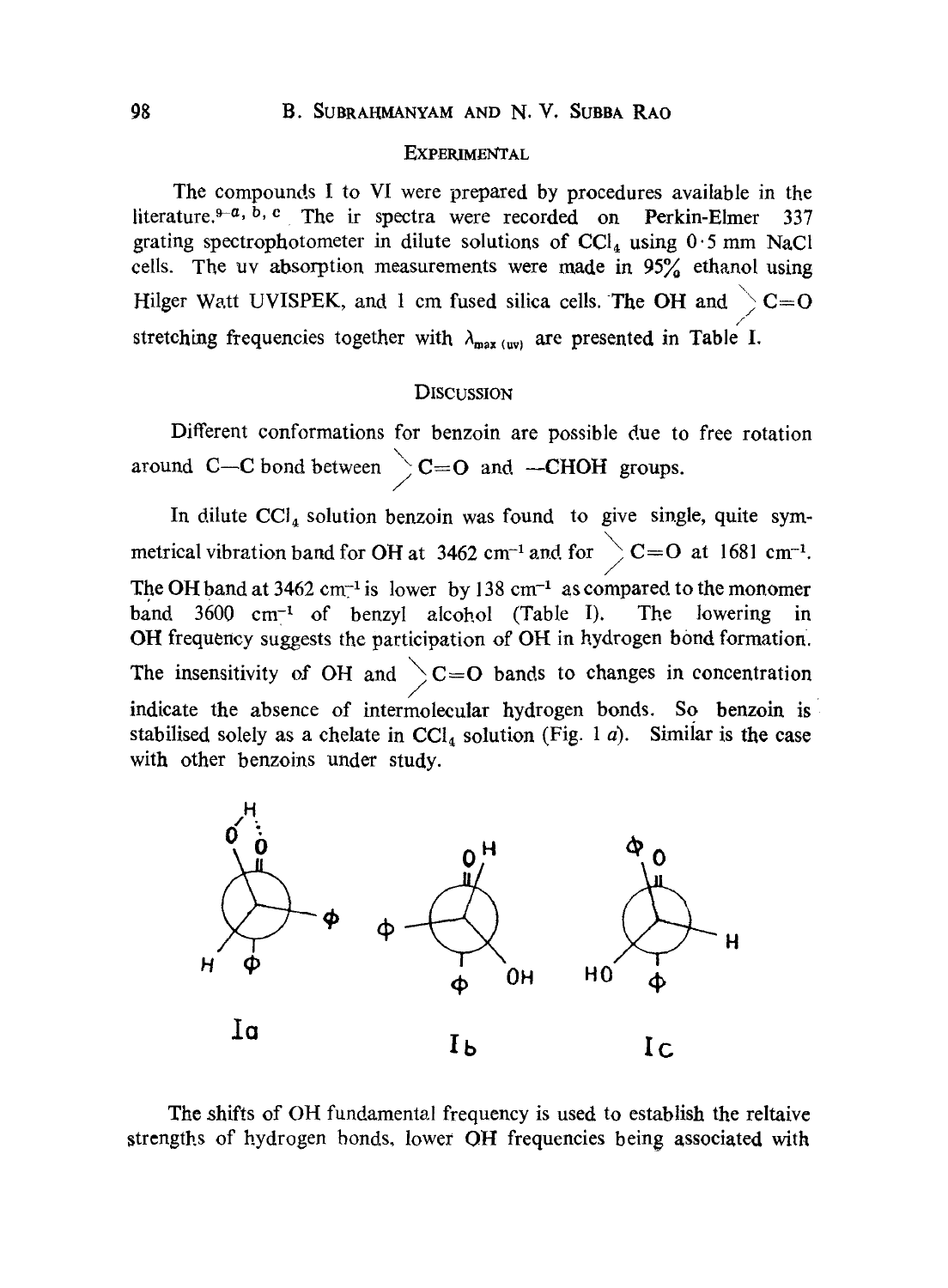## Experimental

The compounds I to VI were prepared by procedures available in the literature.[9-a, b, c] The ir spectra were recorded on Perkin-Elmer 337 grating spectrophotometer in dilute solutions of $CCl_4$ using 0·5 mm NaCl cells. The uv absorption measurements were made in 95% ethanol using Hilger Watt UVISPEK, and 1 cm fused silica cells. The OH and >C=O stretching frequencies together with $\lambda_{max\,(uv)}$ are presented in Table I.

## Discussion

Different conformations for benzoin are possible due to free rotation around C—C bond between >C=O and —CHOH groups.

In dilute $CCl_4$ solution benzoin was found to give single, quite symmetrical vibration band for OH at 3462 $cm^{-1}$ and for >C=O at 1681 $cm^{-1}$. The OH band at 3462 $cm^{-1}$ is lower by 138 $cm^{-1}$ as compared to the monomer band 3600 $cm^{-1}$ of benzyl alcohol (Table I). The lowering in OH frequency suggests the participation of OH in hydrogen bond formation. The insensitivity of OH and >C=O bands to changes in concentration indicate the absence of intermolecular hydrogen bonds. So benzoin is stabilised solely as a chelate in $CCl_4$ solution (Fig. 1 *a*). Similar is the case with other benzoins under study.

Ia Ib Ic

The shifts of OH fundamental frequency is used to establish the reltaive strengths of hydrogen bonds, lower OH frequencies being associated with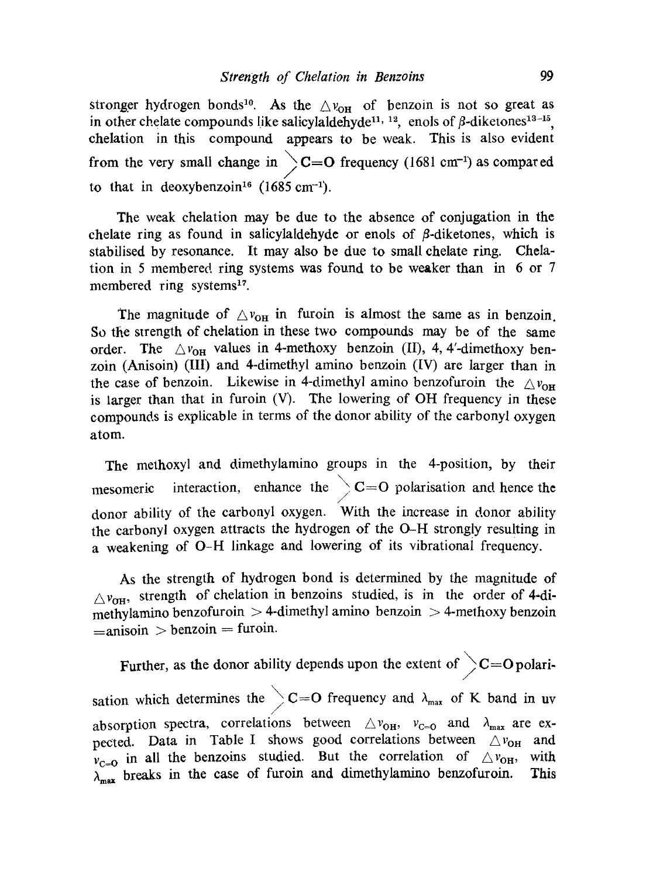stronger hydrogen bonds[10]. As the $\triangle\nu_{OH}$ of benzoin is not so great as in other chelate compounds like salicylaldehyde[11, 12], enols of $\beta$-diketones[13-15], chelation in this compound appears to be weak. This is also evident from the very small change in $\rangle C{=}O$ frequency (1681 $cm^{-1}$) as compared to that in deoxybenzoin[16] (1685 $cm^{-1}$).

The weak chelation may be due to the absence of conjugation in the chelate ring as found in salicylaldehyde or enols of $\beta$-diketones, which is stabilised by resonance. It may also be due to small chelate ring. Chelation in 5 membered ring systems was found to be weaker than in 6 or 7 membered ring systems[17].

The magnitude of $\triangle\nu_{OH}$ in furoin is almost the same as in benzoin. So the strength of chelation in these two compounds may be of the same order. The $\triangle\nu_{OH}$ values in 4-methoxy benzoin (II), 4, 4′-dimethoxy benzoin (Anisoin) (III) and 4-dimethyl amino benzoin (IV) are larger than in the case of benzoin. Likewise in 4-dimethyl amino benzofuroin the $\triangle\nu_{OH}$ is larger than that in furoin (V). The lowering of OH frequency in these compounds is explicable in terms of the donor ability of the carbonyl oxygen atom.

The methoxyl and dimethylamino groups in the 4-position, by their mesomeric interaction, enhance the $\rangle C{=}O$ polarisation and hence the donor ability of the carbonyl oxygen. With the increase in donor ability the carbonyl oxygen attracts the hydrogen of the O–H strongly resulting in a weakening of O–H linkage and lowering of its vibrational frequency.

As the strength of hydrogen bond is determined by the magnitude of $\triangle\nu_{OH}$, strength of chelation in benzoins studied, is in the order of 4-dimethylamino benzofuroin > 4-dimethyl amino benzoin > 4-methoxy benzoin =anisoin > benzoin = furoin.

Further, as the donor ability depends upon the extent of $\rangle C{=}O$ polarisation which determines the $\rangle C{=}O$ frequency and $\lambda_{max}$ of K band in uv absorption spectra, correlations between $\triangle\nu_{OH}$, $\nu_{C=O}$ and $\lambda_{max}$ are expected. Data in Table I shows good correlations between $\triangle\nu_{OH}$ and $\nu_{C=O}$ in all the benzoins studied. But the correlation of $\triangle\nu_{OH}$, with $\lambda_{max}$ breaks in the case of furoin and dimethylamino benzofuroin. This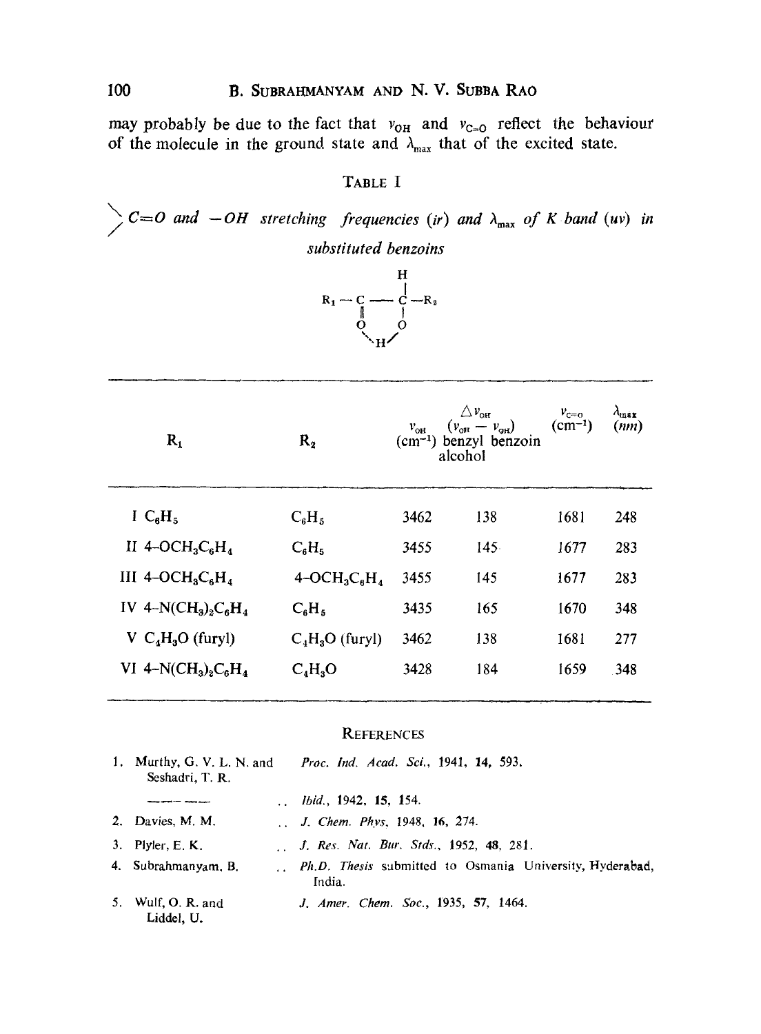may probably be due to the fact that $\nu_{OH}$ and $\nu_{C=O}$ reflect the behaviour of the molecule in the ground state and $\lambda_{max}$ that of the excited state.

### TABLE I

*$\rangle$C=O and –OH stretching frequencies (ir) and $\lambda_{max}$ of K band (uv) in substituted benzoins*

$$R_1 - \underset{\underset{O}{\|}}{C} - \overset{\overset{H}{|}}{\underset{\underset{O}{|}}{C}} - R_2$$

(with intramolecular hydrogen bond O···H–O)

| $R_1$ | $R_2$ | $\nu_{OH}$ (cm$^{-1}$) | $\Delta\nu_{OH}$ ($\nu_{OH} - \nu_{OH}$) benzyl alcohol – benzoin | $\nu_{C=O}$ (cm$^{-1}$) | $\lambda_{max}$ (*nm*) |
|---|---|---|---|---|---|
| I $C_6H_5$ | $C_6H_5$ | 3462 | 138 | 1681 | 248 |
| II 4–$OCH_3C_6H_4$ | $C_6H_5$ | 3455 | 145 | 1677 | 283 |
| III 4–$OCH_3C_6H_4$ | 4–$OCH_3C_6H_4$ | 3455 | 145 | 1677 | 283 |
| IV 4–$N(CH_3)_2C_6H_4$ | $C_6H_5$ | 3435 | 165 | 1670 | 348 |
| V $C_4H_3O$ (furyl) | $C_4H_3O$ (furyl) | 3462 | 138 | 1681 | 277 |
| VI 4–$N(CH_3)_2C_6H_4$ | $C_4H_3O$ | 3428 | 184 | 1659 | 348 |

### REFERENCES

| | | |
|---|---|---|
| 1. | Murthy, G. V. L. N. and Seshadri, T. R. | *Proc. Ind. Acad. Sci.*, 1941, **14**, 593. |
| | ——— —— | .. *Ibid.*, 1942, **15**, 154. |
| 2. | Davies, M. M. | .. *J. Chem. Phys*, 1948, **16**, 274. |
| 3. | Plyler, E. K. | .. *J. Res. Nat. Bur. Stds.*, 1952, **48**, 281. |
| 4. | Subrahmanyam, B. | .. *Ph.D. Thesis* submitted to Osmania University, Hyderabad, India. |
| 5. | Wulf, O. R. and Liddel, U. | *J. Amer. Chem. Soc.*, 1935, **57**, 1464. |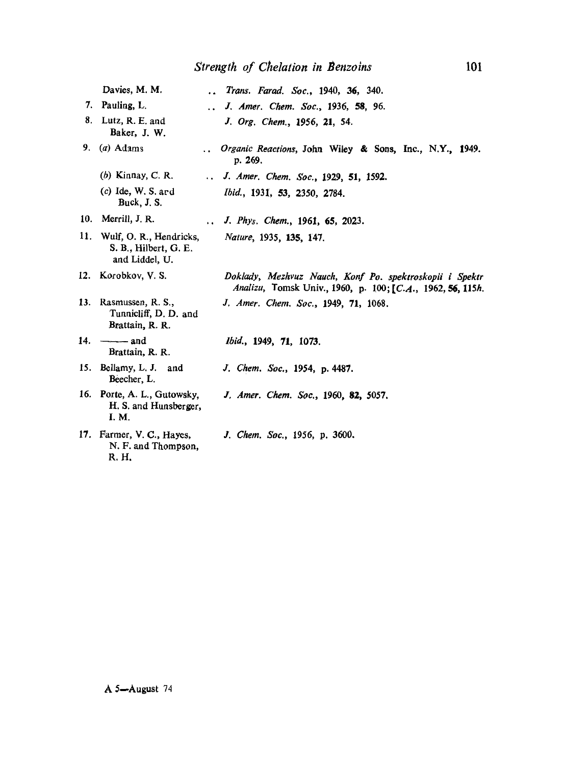Davies, M. M. .. *Trans. Farad. Soc.*, 1940, **36**, 340.

7. Pauling, L. .. *J. Amer. Chem. Soc.*, 1936, **58**, 96.

8. Lutz, R. E. and Baker, J. W. *J. Org. Chem.*, 1956, **21**, 54.

9. (*a*) Adams .. *Organic Reactions*, John Wiley & Sons, Inc., N.Y., 1949. p. 269.

   (*b*) Kinnay, C. R. .. *J. Amer. Chem. Soc.*, 1929, **51**, 1592.

   (*c*) Ide, W. S. and Buck, J. S. *Ibid.*, 1931, **53**, 2350, 2784.

10. Merrill, J. R. .. *J. Phys. Chem.*, 1961, **65**, 2023.

11. Wulf, O. R., Hendricks, S. B., Hilbert, G. E. and Liddel, U. *Nature*, 1935, **135**, 147.

12. Korobkov, V. S. *Doklady, Mezhvuz Nauch, Konf Po. spektroskopii i Spektr Analizu*, Tomsk Univ., 1960, p. 100; [*C.A.*, 1962, **56**, 115*h*.

13. Rasmussen, R. S., Tunnicliff, D. D. and Brattain, R. R. *J. Amer. Chem. Soc.*, 1949, **71**, 1068.

14. ——— and Brattain, R. R. *Ibid.*, 1949, **71**, 1073.

15. Bellamy, L. J. and Beecher, L. *J. Chem. Soc.*, 1954, p. 4487.

16. Porte, A. L., Gutowsky, H. S. and Hunsberger, I. M. *J. Amer. Chem. Soc.*, 1960, **82**, 5057.

17. Farmer, V. C., Hayes, N. F. and Thompson, R. H. *J. Chem. Soc.*, 1956, p. 3600.

A 5—August 74